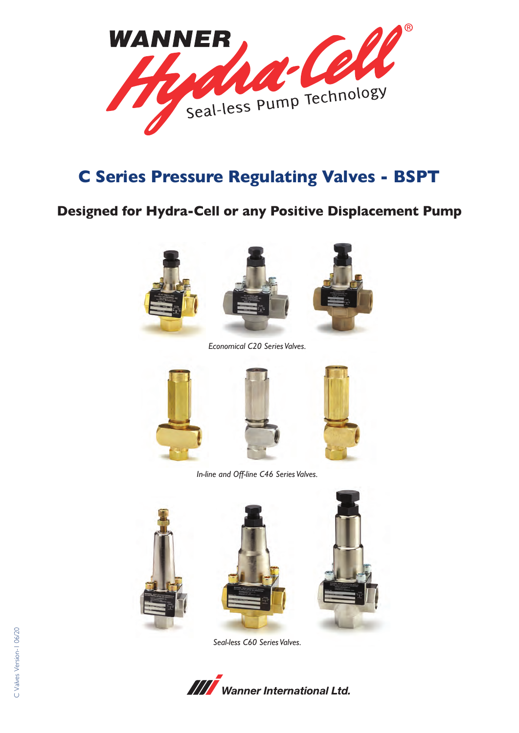WANNER Hydra-Cell®

Seal-less Pump Technology

# C Series Pressure Regulating Valves - BSPT

## Designed for Hydra-Cell or any Positive Displacement Pump

*Economical C20 Series Valves.*

*In-line and Off-line C46 Series Valves.*

*Seal-less C60 Series Valves.*

C Valves Version-1 06/20

Wanner International Ltd.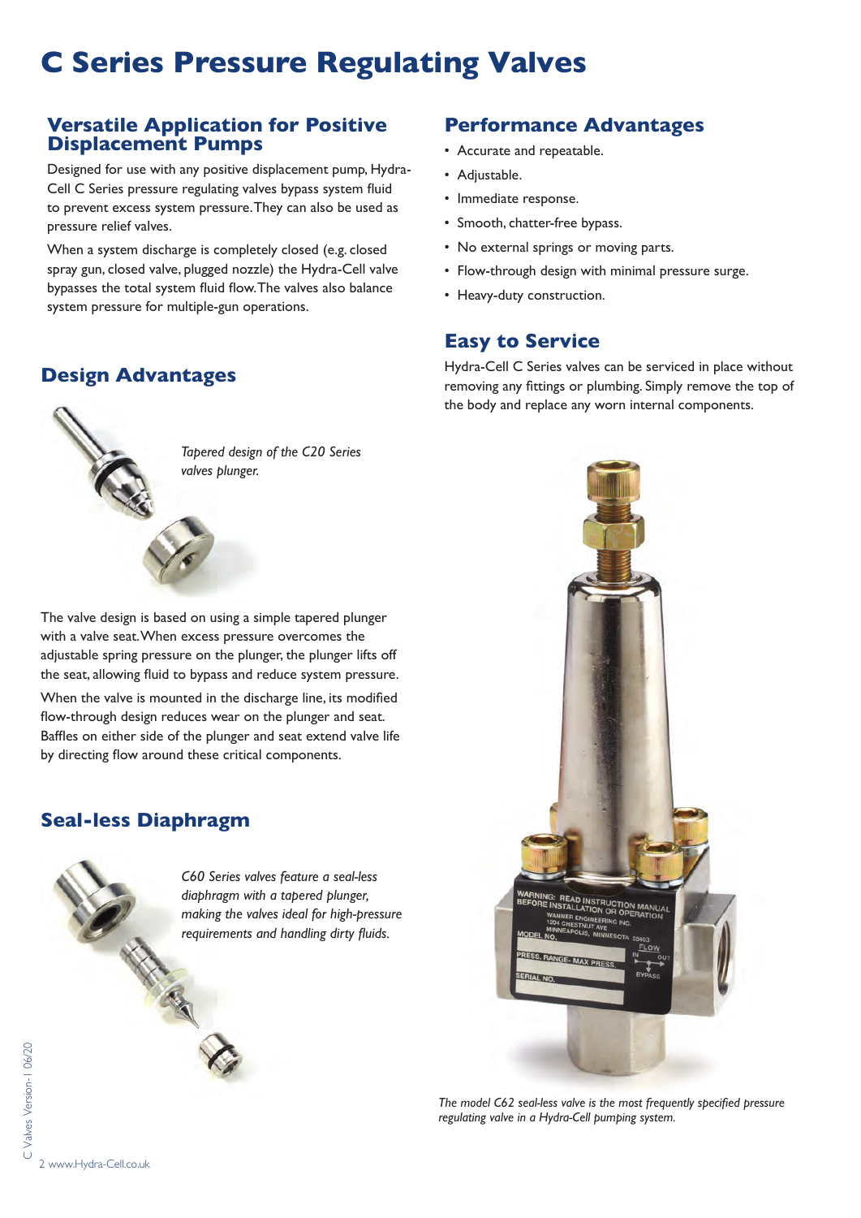# C Series Pressure Regulating Valves

## Versatile Application for Positive Displacement Pumps

Designed for use with any positive displacement pump, Hydra-Cell C Series pressure regulating valves bypass system fluid to prevent excess system pressure. They can also be used as pressure relief valves.

When a system discharge is completely closed (e.g. closed spray gun, closed valve, plugged nozzle) the Hydra-Cell valve bypasses the total system fluid flow. The valves also balance system pressure for multiple-gun operations.

## Design Advantages

*Tapered design of the C20 Series valves plunger.*

The valve design is based on using a simple tapered plunger with a valve seat. When excess pressure overcomes the adjustable spring pressure on the plunger, the plunger lifts off the seat, allowing fluid to bypass and reduce system pressure.

When the valve is mounted in the discharge line, its modified flow-through design reduces wear on the plunger and seat. Baffles on either side of the plunger and seat extend valve life by directing flow around these critical components.

## Seal-less Diaphragm

*C60 Series valves feature a seal-less diaphragm with a tapered plunger, making the valves ideal for high-pressure requirements and handling dirty fluids.*

## Performance Advantages

- Accurate and repeatable.
- Adjustable.
- Immediate response.
- Smooth, chatter-free bypass.
- No external springs or moving parts.
- Flow-through design with minimal pressure surge.
- Heavy-duty construction.

## Easy to Service

Hydra-Cell C Series valves can be serviced in place without removing any fittings or plumbing. Simply remove the top of the body and replace any worn internal components.

*The model C62 seal-less valve is the most frequently specified pressure regulating valve in a Hydra-Cell pumping system.*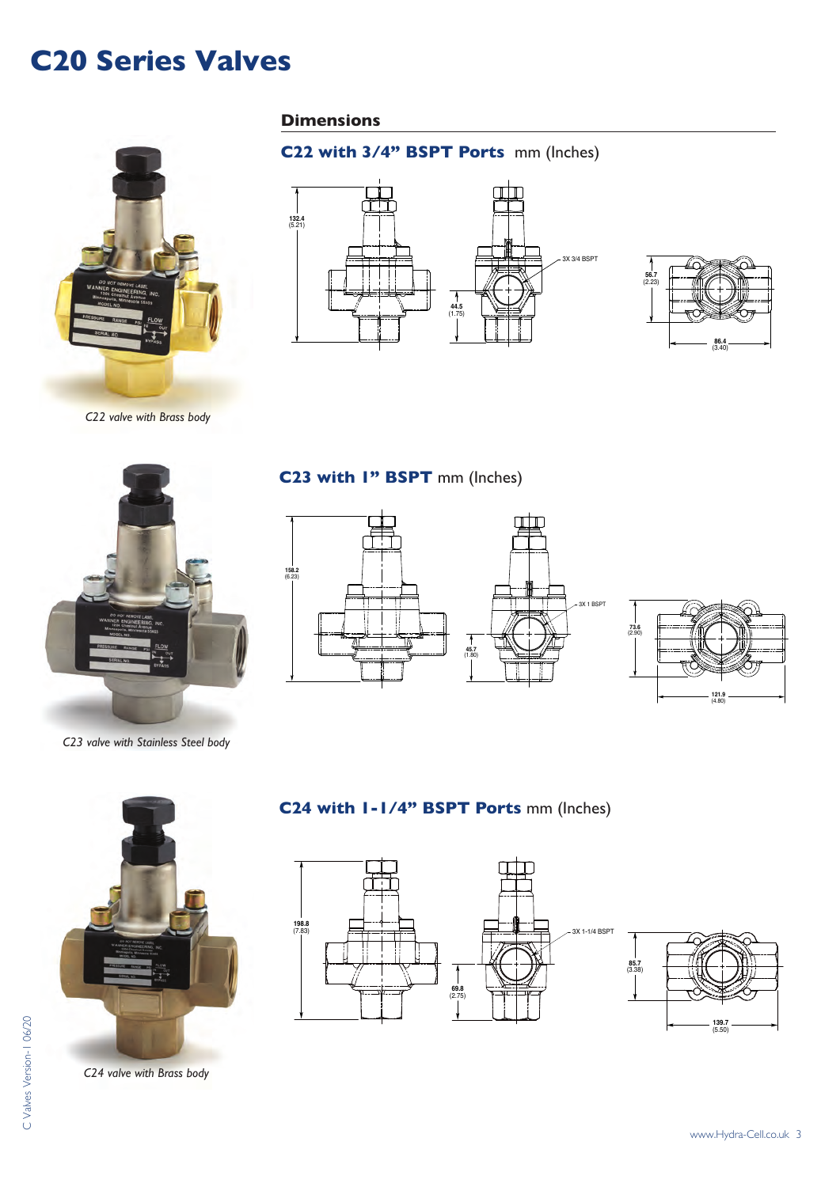# C20 Series Valves

## Dimensions

### C22 with 3/4" BSPT Ports mm (Inches)

132.4 (5.21)

44.5 (1.75)

3X 3/4 BSPT

56.7 (2.23)

86.4 (3.40)

*C22 valve with Brass body*

### C23 with 1" BSPT mm (Inches)

158.2 (6.23)

45.7 (1.80)

3X 1 BSPT

73.6 (2.90)

121.9 (4.80)

*C23 valve with Stainless Steel body*

### C24 with 1-1/4" BSPT Ports mm (Inches)

198.8 (7.83)

69.8 (2.75)

3X 1-1/4 BSPT

85.7 (3.38)

139.7 (5.50)

*C24 valve with Brass body*

C Valves Version-1 06/20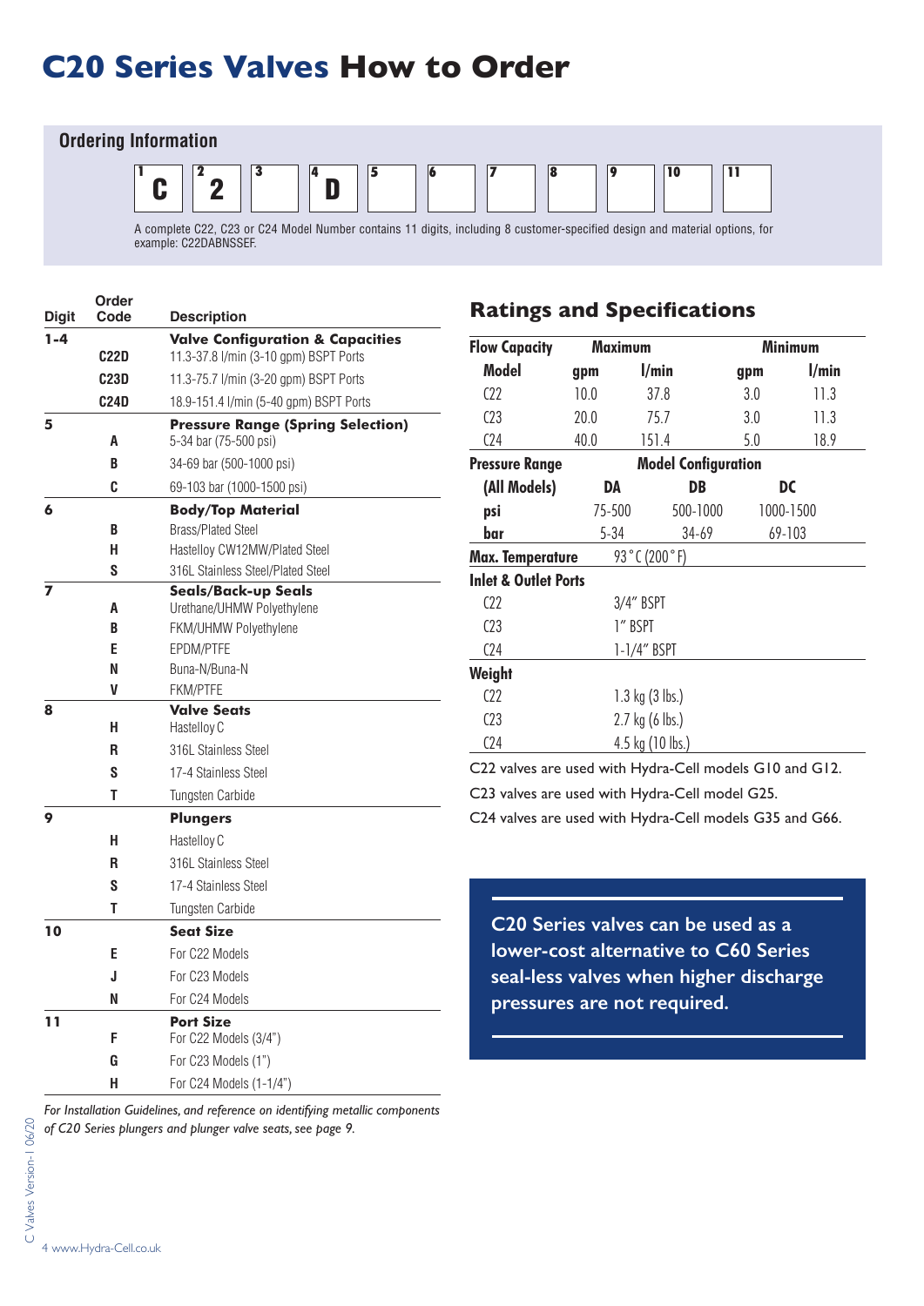# C20 Series Valves How to Order

## Ordering Information

| 1 | 2 | 3 | 4 | 5 | 6 | 7 | 8 | 9 | 10 | 11 |
|---|---|---|---|---|---|---|---|---|---|---|
| C | 2 | | D | | | | | | | |

A complete C22, C23 or C24 Model Number contains 11 digits, including 8 customer-specified design and material options, for example: C22DABNSSEF.

| Digit | Order Code | Description |
|---|---|---|
| 1-4 | | **Valve Configuration & Capacities** |
| | C22D | 11.3-37.8 l/min (3-10 gpm) BSPT Ports |
| | C23D | 11.3-75.7 l/min (3-20 gpm) BSPT Ports |
| | C24D | 18.9-151.4 l/min (5-40 gpm) BSPT Ports |
| 5 | | **Pressure Range (Spring Selection)** |
| | A | 5-34 bar (75-500 psi) |
| | B | 34-69 bar (500-1000 psi) |
| | C | 69-103 bar (1000-1500 psi) |
| 6 | | **Body/Top Material** |
| | B | Brass/Plated Steel |
| | H | Hastelloy CW12MW/Plated Steel |
| | S | 316L Stainless Steel/Plated Steel |
| 7 | | **Seals/Back-up Seals** |
| | A | Urethane/UHMW Polyethylene |
| | B | FKM/UHMW Polyethylene |
| | E | EPDM/PTFE |
| | N | Buna-N/Buna-N |
| | V | FKM/PTFE |
| 8 | | **Valve Seats** |
| | H | Hastelloy C |
| | R | 316L Stainless Steel |
| | S | 17-4 Stainless Steel |
| | T | Tungsten Carbide |
| 9 | | **Plungers** |
| | H | Hastelloy C |
| | R | 316L Stainless Steel |
| | S | 17-4 Stainless Steel |
| | T | Tungsten Carbide |
| 10 | | **Seat Size** |
| | E | For C22 Models |
| | J | For C23 Models |
| | N | For C24 Models |
| 11 | | **Port Size** |
| | F | For C22 Models (3/4") |
| | G | For C23 Models (1") |
| | H | For C24 Models (1-1/4") |

*For Installation Guidelines, and reference on identifying metallic components of C20 Series plungers and plunger valve seats, see page 9.*

## Ratings and Specifications

| Flow Capacity | Maximum | | Minimum | |
|---|---|---|---|---|
| Model | gpm | l/min | gpm | l/min |
| C22 | 10.0 | 37.8 | 3.0 | 11.3 |
| C23 | 20.0 | 75.7 | 3.0 | 11.3 |
| C24 | 40.0 | 151.4 | 5.0 | 18.9 |

| Pressure Range | Model Configuration | | |
|---|---|---|---|
| (All Models) | DA | DB | DC |
| psi | 75-500 | 500-1000 | 1000-1500 |
| bar | 5-34 | 34-69 | 69-103 |

| | |
|---|---|
| **Max. Temperature** | 93 °C (200 °F) |
| **Inlet & Outlet Ports** | |
| C22 | 3/4" BSPT |
| C23 | 1" BSPT |
| C24 | 1-1/4" BSPT |
| **Weight** | |
| C22 | 1.3 kg (3 lbs.) |
| C23 | 2.7 kg (6 lbs.) |
| C24 | 4.5 kg (10 lbs.) |

C22 valves are used with Hydra-Cell models G10 and G12.

C23 valves are used with Hydra-Cell model G25.

C24 valves are used with Hydra-Cell models G35 and G66.

**C20 Series valves can be used as a lower-cost alternative to C60 Series seal-less valves when higher discharge pressures are not required.**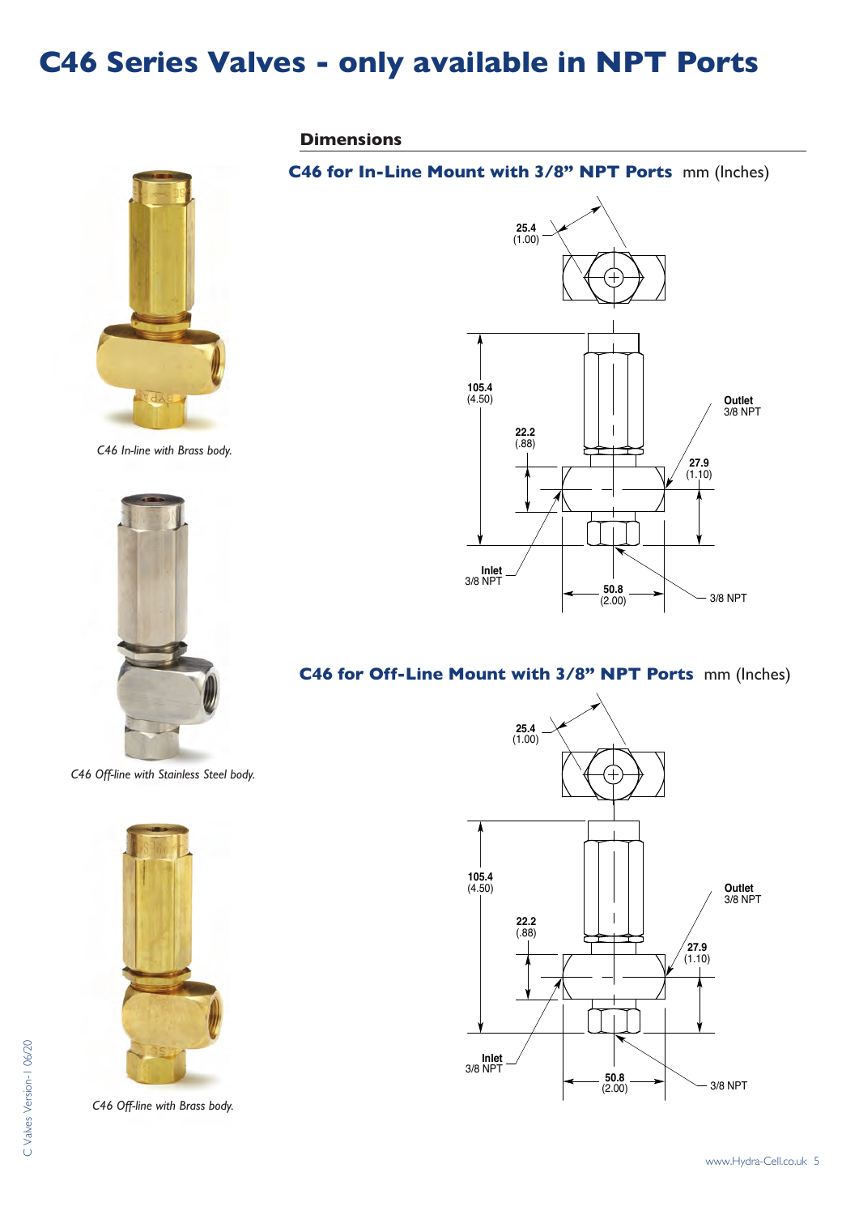# C46 Series Valves - only available in NPT Ports

## Dimensions

### C46 for In-Line Mount with 3/8" NPT Ports mm (Inches)

25.4 (1.00)

105.4 (4.50)

22.2 (.88)

27.9 (1.10)

50.8 (2.00)

Outlet 3/8 NPT

Inlet 3/8 NPT

3/8 NPT

*C46 In-line with Brass body.*

### C46 for Off-Line Mount with 3/8" NPT Ports mm (Inches)

25.4 (1.00)

105.4 (4.50)

22.2 (.88)

27.9 (1.10)

50.8 (2.00)

Outlet 3/8 NPT

Inlet 3/8 NPT

3/8 NPT

*C46 Off-line with Stainless Steel body.*

*C46 Off-line with Brass body.*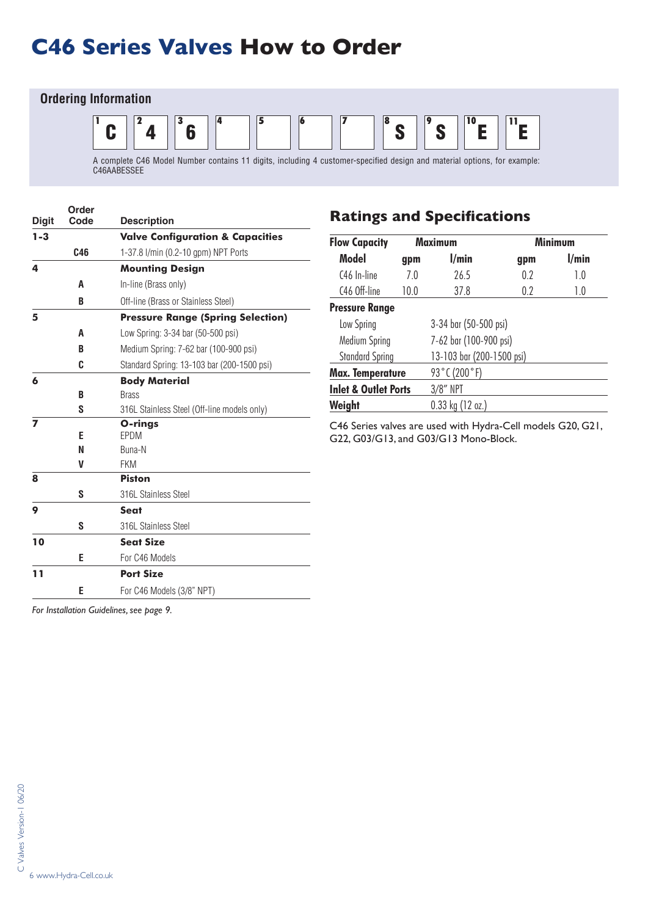# C46 Series Valves How to Order

## Ordering Information

| 1 | 2 | 3 | 4 | 5 | 6 | 7 | 8 | 9 | 10 | 11 |
|---|---|---|---|---|---|---|---|---|---|---|
| C | 4 | 6 | | | | | S | S | E | E |

A complete C46 Model Number contains 11 digits, including 4 customer-specified design and material options, for example: C46AABESSEE

| Digit | Order Code | Description |
|---|---|---|
| **1-3** | | **Valve Configuration & Capacities** |
| | **C46** | 1-37.8 l/min (0.2-10 gpm) NPT Ports |
| **4** | | **Mounting Design** |
| | **A** | In-line (Brass only) |
| | **B** | Off-line (Brass or Stainless Steel) |
| **5** | | **Pressure Range (Spring Selection)** |
| | **A** | Low Spring: 3-34 bar (50-500 psi) |
| | **B** | Medium Spring: 7-62 bar (100-900 psi) |
| | **C** | Standard Spring: 13-103 bar (200-1500 psi) |
| **6** | | **Body Material** |
| | **B** | Brass |
| | **S** | 316L Stainless Steel (Off-line models only) |
| **7** | | **O-rings** |
| | **E** | EPDM |
| | **N** | Buna-N |
| | **V** | FKM |
| **8** | | **Piston** |
| | **S** | 316L Stainless Steel |
| **9** | | **Seat** |
| | **S** | 316L Stainless Steel |
| **10** | | **Seat Size** |
| | **E** | For C46 Models |
| **11** | | **Port Size** |
| | **E** | For C46 Models (3/8" NPT) |

*For Installation Guidelines, see page 9.*

## Ratings and Specifications

| **Flow Capacity** | **Maximum** | | **Minimum** | |
|---|---|---|---|---|
| **Model** | **gpm** | **l/min** | **gpm** | **l/min** |
| C46 In-line | 7.0 | 26.5 | 0.2 | 1.0 |
| C46 Off-line | 10.0 | 37.8 | 0.2 | 1.0 |
| **Pressure Range** | | | | |
| Low Spring | 3-34 bar (50-500 psi) | | | |
| Medium Spring | 7-62 bar (100-900 psi) | | | |
| Standard Spring | 13-103 bar (200-1500 psi) | | | |
| **Max. Temperature** | 93°C (200°F) | | | |
| **Inlet & Outlet Ports** | 3/8" NPT | | | |
| **Weight** | 0.33 kg (12 oz.) | | | |

C46 Series valves are used with Hydra-Cell models G20, G21, G22, G03/G13, and G03/G13 Mono-Block.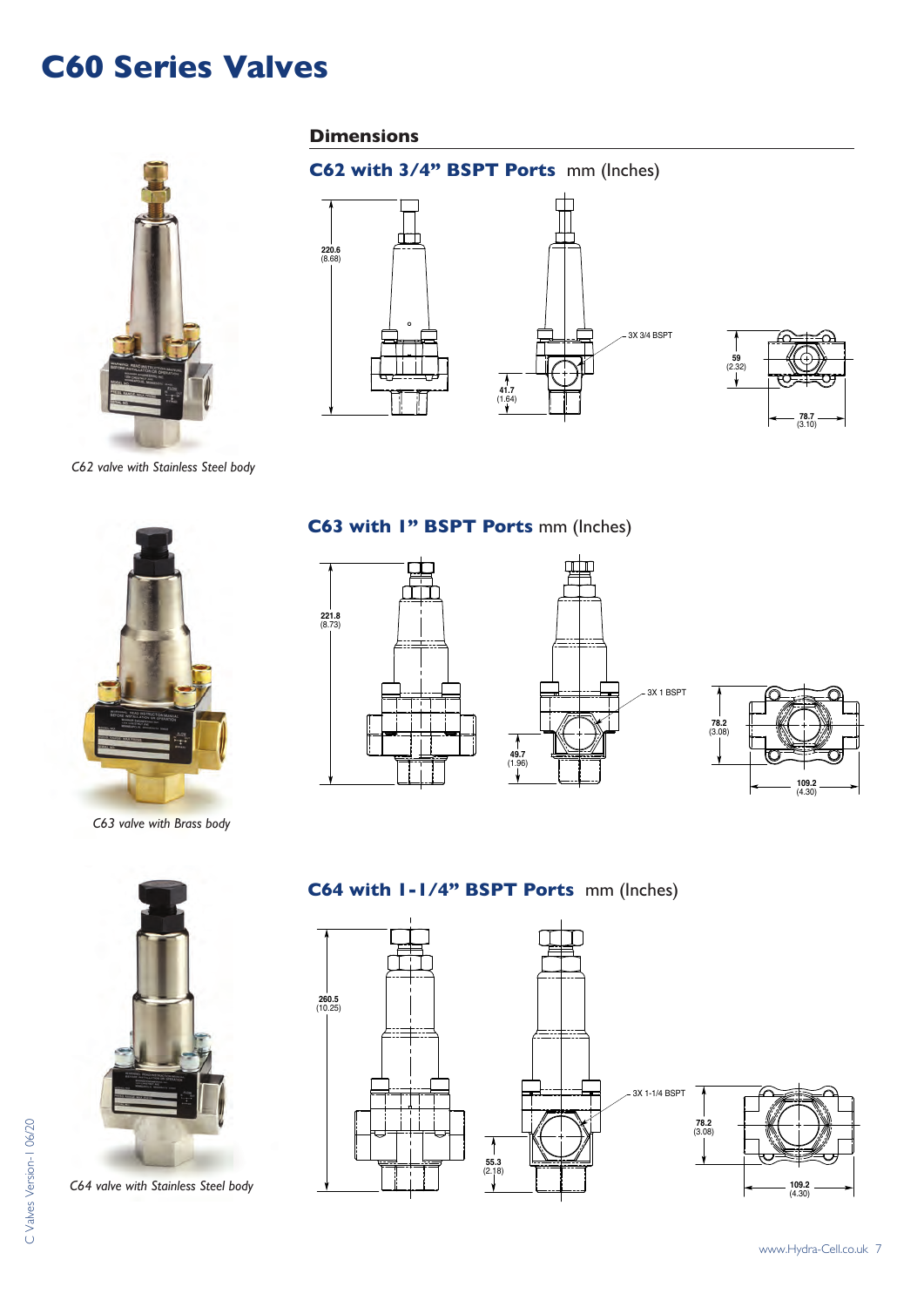# C60 Series Valves

## Dimensions

### C62 with 3/4" BSPT Ports mm (Inches)

220.6 (8.68)

41.7 (1.64)

3X 3/4 BSPT

59 (2.32)

78.7 (3.10)

*C62 valve with Stainless Steel body*

### C63 with 1" BSPT Ports mm (Inches)

221.8 (8.73)

49.7 (1.96)

3X 1 BSPT

78.2 (3.08)

109.2 (4.30)

*C63 valve with Brass body*

### C64 with 1-1/4" BSPT Ports mm (Inches)

260.5 (10.25)

55.3 (2.18)

3X 1-1/4 BSPT

78.2 (3.08)

109.2 (4.30)

*C64 valve with Stainless Steel body*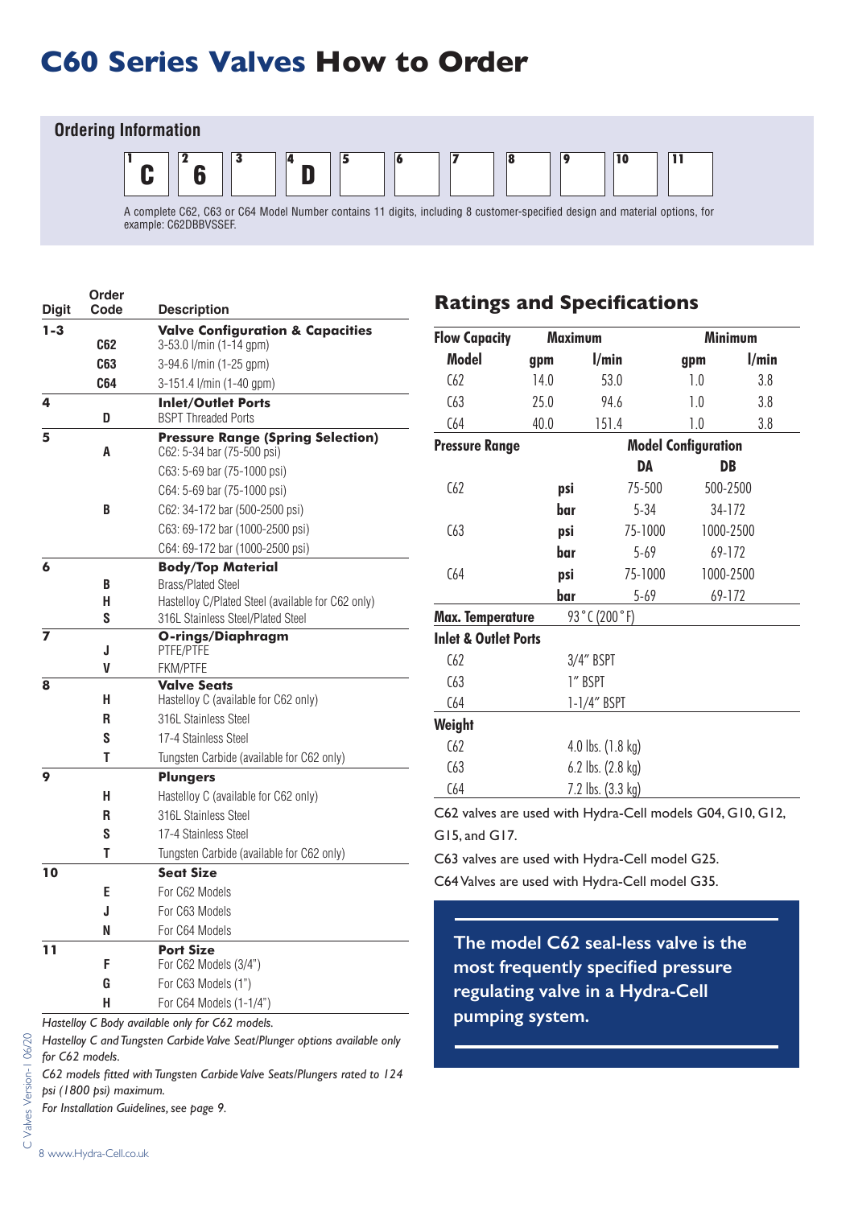# C60 Series Valves How to Order

## Ordering Information

| 1 | 2 | 3 | 4 | 5 | 6 | 7 | 8 | 9 | 10 | 11 |
|---|---|---|---|---|---|---|---|---|---|---|
| C | 6 | | D | | | | | | | |

A complete C62, C63 or C64 Model Number contains 11 digits, including 8 customer-specified design and material options, for example: C62DBBVSSEF.

| Digit | Order Code | Description |
|---|---|---|
| 1-3 | | **Valve Configuration & Capacities** |
| | C62 | 3-53.0 l/min (1-14 gpm) |
| | C63 | 3-94.6 l/min (1-25 gpm) |
| | C64 | 3-151.4 l/min (1-40 gpm) |
| 4 | | **Inlet/Outlet Ports** |
| | D | BSPT Threaded Ports |
| 5 | | **Pressure Range (Spring Selection)** |
| | A | C62: 5-34 bar (75-500 psi) |
| | | C63: 5-69 bar (75-1000 psi) |
| | | C64: 5-69 bar (75-1000 psi) |
| | B | C62: 34-172 bar (500-2500 psi) |
| | | C63: 69-172 bar (1000-2500 psi) |
| | | C64: 69-172 bar (1000-2500 psi) |
| 6 | | **Body/Top Material** |
| | B | Brass/Plated Steel |
| | H | Hastelloy C/Plated Steel (available for C62 only) |
| | S | 316L Stainless Steel/Plated Steel |
| 7 | | **O-rings/Diaphragm** |
| | J | PTFE/PTFE |
| | V | FKM/PTFE |
| 8 | | **Valve Seats** |
| | H | Hastelloy C (available for C62 only) |
| | R | 316L Stainless Steel |
| | S | 17-4 Stainless Steel |
| | T | Tungsten Carbide (available for C62 only) |
| 9 | | **Plungers** |
| | H | Hastelloy C (available for C62 only) |
| | R | 316L Stainless Steel |
| | S | 17-4 Stainless Steel |
| | T | Tungsten Carbide (available for C62 only) |
| 10 | | **Seat Size** |
| | E | For C62 Models |
| | J | For C63 Models |
| | N | For C64 Models |
| 11 | | **Port Size** |
| | F | For C62 Models (3/4") |
| | G | For C63 Models (1") |
| | H | For C64 Models (1-1/4") |

*Hastelloy C Body available only for C62 models.*

*Hastelloy C and Tungsten Carbide Valve Seat/Plunger options available only for C62 models.*

*C62 models fitted with Tungsten Carbide Valve Seats/Plungers rated to 124 psi (1800 psi) maximum.*

*For Installation Guidelines, see page 9.*

## Ratings and Specifications

| **Flow Capacity** | **Maximum** | | **Minimum** | |
|---|---|---|---|---|
| **Model** | **gpm** | **l/min** | **gpm** | **l/min** |
| C62 | 14.0 | 53.0 | 1.0 | 3.8 |
| C63 | 25.0 | 94.6 | 1.0 | 3.8 |
| C64 | 40.0 | 151.4 | 1.0 | 3.8 |

| **Pressure Range** | | **Model Configuration** | |
|---|---|---|---|
| | | **DA** | **DB** |
| C62 | **psi** | 75-500 | 500-2500 |
| | **bar** | 5-34 | 34-172 |
| C63 | **psi** | 75-1000 | 1000-2500 |
| | **bar** | 5-69 | 69-172 |
| C64 | **psi** | 75-1000 | 1000-2500 |
| | **bar** | 5-69 | 69-172 |

**Max. Temperature** 93 °C (200 °F)

| **Inlet & Outlet Ports** | |
|---|---|
| C62 | 3/4" BSPT |
| C63 | 1" BSPT |
| C64 | 1-1/4" BSPT |

| **Weight** | |
|---|---|
| C62 | 4.0 lbs. (1.8 kg) |
| C63 | 6.2 lbs. (2.8 kg) |
| C64 | 7.2 lbs. (3.3 kg) |

C62 valves are used with Hydra-Cell models G04, G10, G12, G15, and G17.

C63 valves are used with Hydra-Cell model G25.

C64 Valves are used with Hydra-Cell model G35.

**The model C62 seal-less valve is the most frequently specified pressure regulating valve in a Hydra-Cell pumping system.**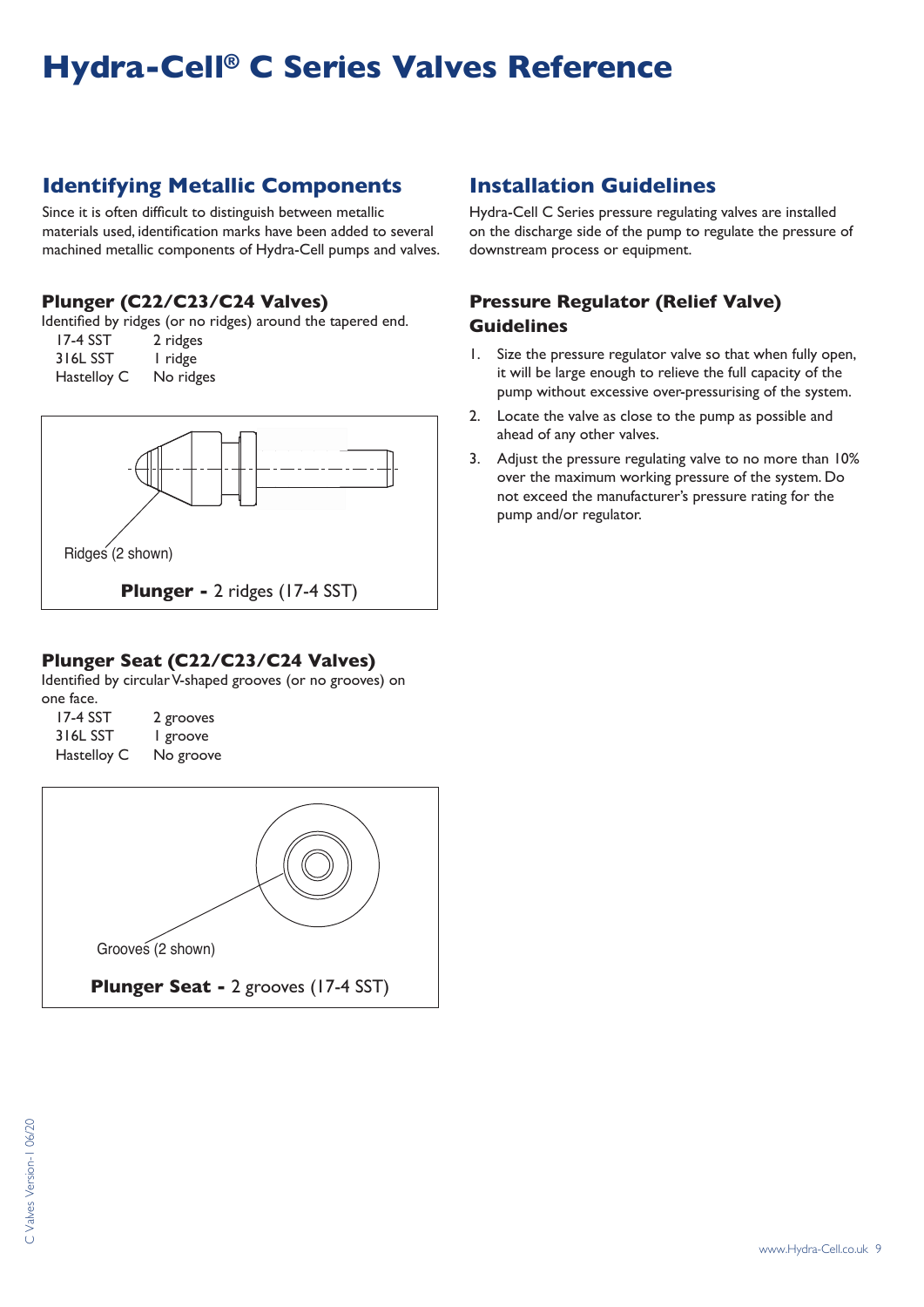# Hydra-Cell® C Series Valves Reference

## Identifying Metallic Components

Since it is often difficult to distinguish between metallic materials used, identification marks have been added to several machined metallic components of Hydra-Cell pumps and valves.

### Plunger (C22/C23/C24 Valves)

Identified by ridges (or no ridges) around the tapered end.

| Material | Marking |
|---|---|
| 17-4 SST | 2 ridges |
| 316L SST | 1 ridge |
| Hastelloy C | No ridges |

Ridges (2 shown)

**Plunger -** 2 ridges (17-4 SST)

### Plunger Seat (C22/C23/C24 Valves)

Identified by circular V-shaped grooves (or no grooves) on one face.

| Material | Marking |
|---|---|
| 17-4 SST | 2 grooves |
| 316L SST | 1 groove |
| Hastelloy C | No groove |

Grooves (2 shown)

**Plunger Seat -** 2 grooves (17-4 SST)

## Installation Guidelines

Hydra-Cell C Series pressure regulating valves are installed on the discharge side of the pump to regulate the pressure of downstream process or equipment.

### Pressure Regulator (Relief Valve) Guidelines

1. Size the pressure regulator valve so that when fully open, it will be large enough to relieve the full capacity of the pump without excessive over-pressurising of the system.
2. Locate the valve as close to the pump as possible and ahead of any other valves.
3. Adjust the pressure regulating valve to no more than 10% over the maximum working pressure of the system. Do not exceed the manufacturer's pressure rating for the pump and/or regulator.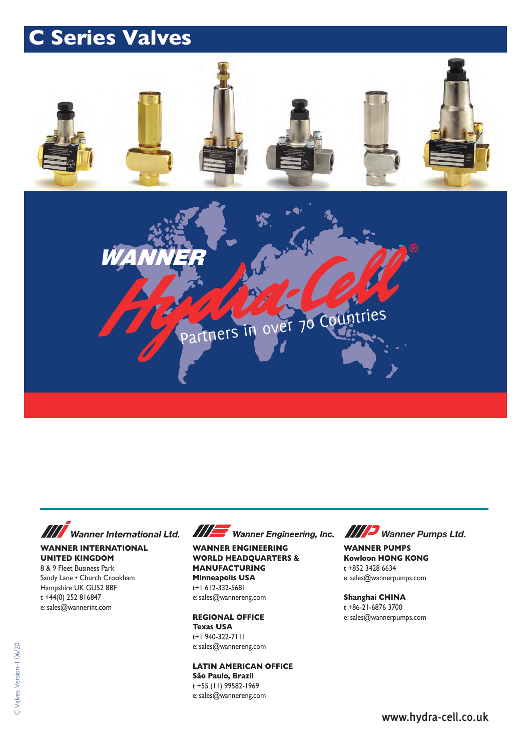# C Series Valves

WANNER Hydra-Cell®

Partners in over 70 Countries

**Wanner International Ltd.**

**WANNER INTERNATIONAL UNITED KINGDOM**
8 & 9 Fleet Business Park
Sandy Lane • Church Crookham
Hampshire UK GU52 8BF
t +44(0) 252 816847
e: sales@wannerint.com

**Wanner Engineering, Inc.**

**WANNER ENGINEERING WORLD HEADQUARTERS & MANUFACTURING**
**Minneapolis USA**
t+1 612-332-5681
e: sales@wannereng.com

**REGIONAL OFFICE**
**Texas USA**
t+1 940-322-7111
e: sales@wannereng.com

**LATIN AMERICAN OFFICE**
**São Paulo, Brazil**
t +55 (11) 99582-1969
e: sales@wannereng.com

**Wanner Pumps Ltd.**

**WANNER PUMPS**
**Kowloon HONG KONG**
t +852 3428 6634
e: sales@wannerpumps.com

**Shanghai CHINA**
t +86-21-6876 3700
e: sales@wannerpumps.com

C Valves Version-1 06/20

www.hydra-cell.co.uk